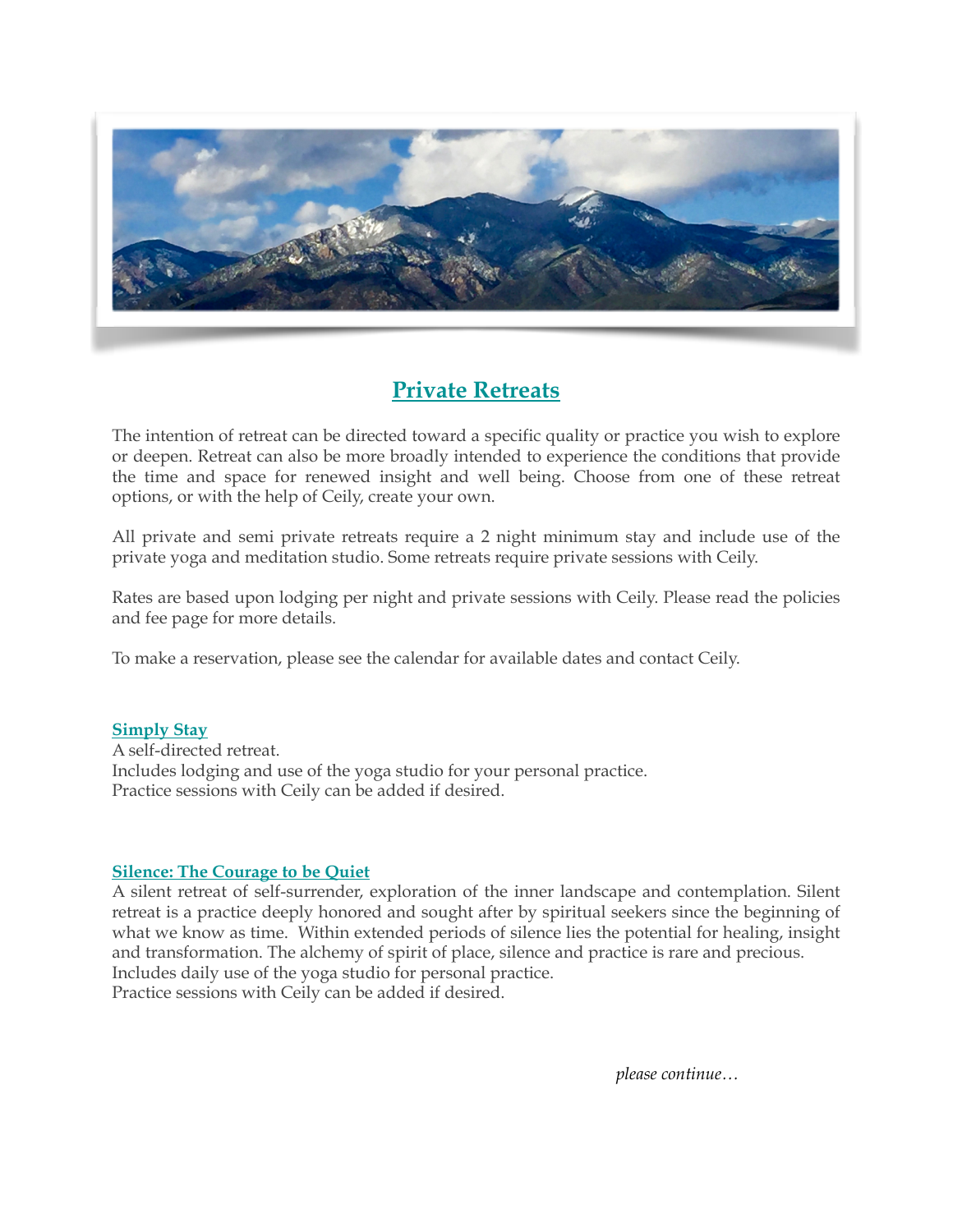# Private Retreats

The intention of retreat can be directed toward a specific quality or practice you wish to explore or deepen. Retreat can also be more broadly intended to experience the conditions that provide the time and space for renewed insight and well being. Choose from one of these retreat options, or with the help of Ceily, create your own.

All private and semi private retreats require a 2 night minimum stay and include use of the private yoga and meditation studio. Some retreats require private sessions with Ceily.

Rates are based upon lodging per night and private sessions with Ceily. Please read the policies and fee page for more details.

To make a reservation, please see the calendar for available dates and contact Ceily.

### Simply Stay

A self-directed retreat.
Includes lodging and use of the yoga studio for your personal practice.
Practice sessions with Ceily can be added if desired.

### Silence: The Courage to be Quiet

A silent retreat of self-surrender, exploration of the inner landscape and contemplation. Silent retreat is a practice deeply honored and sought after by spiritual seekers since the beginning of what we know as time. Within extended periods of silence lies the potential for healing, insight and transformation. The alchemy of spirit of place, silence and practice is rare and precious.
Includes daily use of the yoga studio for personal practice.
Practice sessions with Ceily can be added if desired.

*please continue…*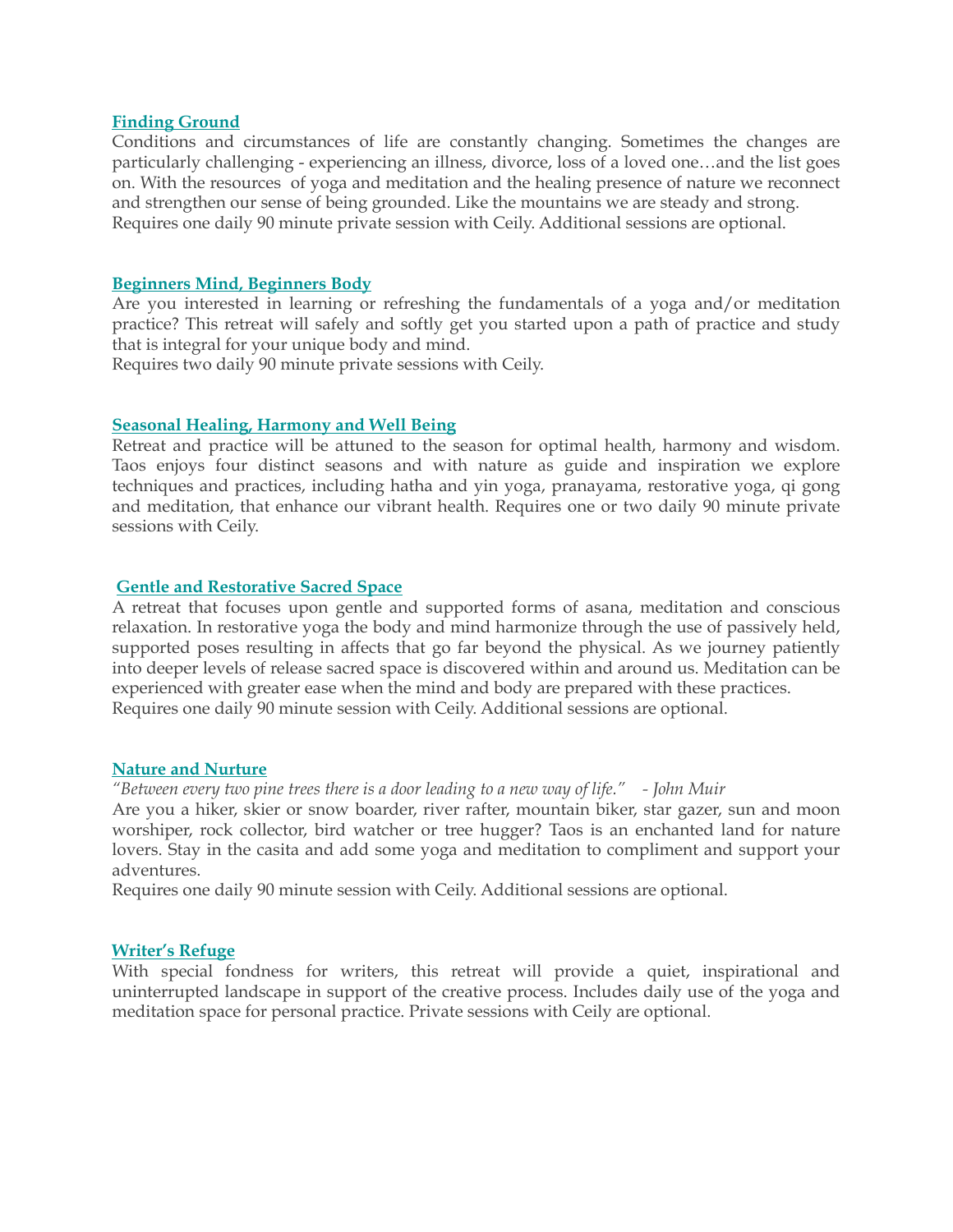## Finding Ground

Conditions and circumstances of life are constantly changing. Sometimes the changes are particularly challenging - experiencing an illness, divorce, loss of a loved one…and the list goes on. With the resources of yoga and meditation and the healing presence of nature we reconnect and strengthen our sense of being grounded. Like the mountains we are steady and strong.
Requires one daily 90 minute private session with Ceily. Additional sessions are optional.

## Beginners Mind, Beginners Body

Are you interested in learning or refreshing the fundamentals of a yoga and/or meditation practice? This retreat will safely and softly get you started upon a path of practice and study that is integral for your unique body and mind.
Requires two daily 90 minute private sessions with Ceily.

## Seasonal Healing, Harmony and Well Being

Retreat and practice will be attuned to the season for optimal health, harmony and wisdom. Taos enjoys four distinct seasons and with nature as guide and inspiration we explore techniques and practices, including hatha and yin yoga, pranayama, restorative yoga, qi gong and meditation, that enhance our vibrant health. Requires one or two daily 90 minute private sessions with Ceily.

## Gentle and Restorative Sacred Space

A retreat that focuses upon gentle and supported forms of asana, meditation and conscious relaxation. In restorative yoga the body and mind harmonize through the use of passively held, supported poses resulting in affects that go far beyond the physical. As we journey patiently into deeper levels of release sacred space is discovered within and around us. Meditation can be experienced with greater ease when the mind and body are prepared with these practices.
Requires one daily 90 minute session with Ceily. Additional sessions are optional.

## Nature and Nurture

*"Between every two pine trees there is a door leading to a new way of life." - John Muir*

Are you a hiker, skier or snow boarder, river rafter, mountain biker, star gazer, sun and moon worshiper, rock collector, bird watcher or tree hugger? Taos is an enchanted land for nature lovers. Stay in the casita and add some yoga and meditation to compliment and support your adventures.
Requires one daily 90 minute session with Ceily. Additional sessions are optional.

## Writer's Refuge

With special fondness for writers, this retreat will provide a quiet, inspirational and uninterrupted landscape in support of the creative process. Includes daily use of the yoga and meditation space for personal practice. Private sessions with Ceily are optional.